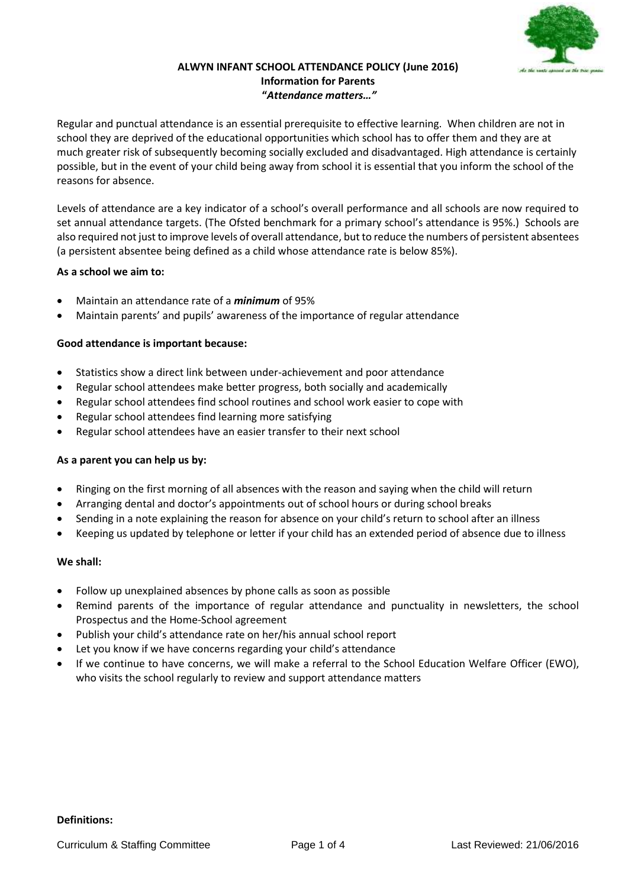# ALWYN INFANT SCHOOL ATTENDANCE POLICY (June 2016)

## Information for Parents

## *"Attendance matters…"*

Regular and punctual attendance is an essential prerequisite to effective learning. When children are not in school they are deprived of the educational opportunities which school has to offer them and they are at much greater risk of subsequently becoming socially excluded and disadvantaged. High attendance is certainly possible, but in the event of your child being away from school it is essential that you inform the school of the reasons for absence.

Levels of attendance are a key indicator of a school's overall performance and all schools are now required to set annual attendance targets. (The Ofsted benchmark for a primary school's attendance is 95%.) Schools are also required not just to improve levels of overall attendance, but to reduce the numbers of persistent absentees (a persistent absentee being defined as a child whose attendance rate is below 85%).

**As a school we aim to:**

- Maintain an attendance rate of a ***minimum*** of 95%
- Maintain parents' and pupils' awareness of the importance of regular attendance

**Good attendance is important because:**

- Statistics show a direct link between under-achievement and poor attendance
- Regular school attendees make better progress, both socially and academically
- Regular school attendees find school routines and school work easier to cope with
- Regular school attendees find learning more satisfying
- Regular school attendees have an easier transfer to their next school

**As a parent you can help us by:**

- Ringing on the first morning of all absences with the reason and saying when the child will return
- Arranging dental and doctor's appointments out of school hours or during school breaks
- Sending in a note explaining the reason for absence on your child's return to school after an illness
- Keeping us updated by telephone or letter if your child has an extended period of absence due to illness

**We shall:**

- Follow up unexplained absences by phone calls as soon as possible
- Remind parents of the importance of regular attendance and punctuality in newsletters, the school Prospectus and the Home-School agreement
- Publish your child's attendance rate on her/his annual school report
- Let you know if we have concerns regarding your child's attendance
- If we continue to have concerns, we will make a referral to the School Education Welfare Officer (EWO), who visits the school regularly to review and support attendance matters

**Definitions:**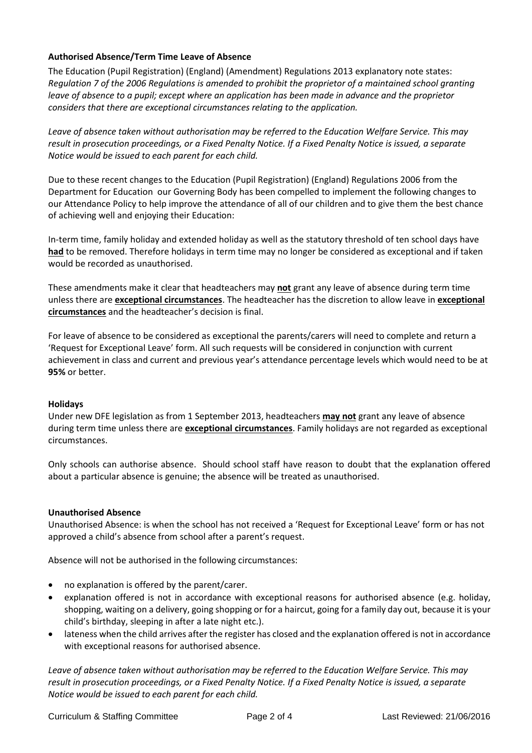**Authorised Absence/Term Time Leave of Absence**

The Education (Pupil Registration) (England) (Amendment) Regulations 2013 explanatory note states:
*Regulation 7 of the 2006 Regulations is amended to prohibit the proprietor of a maintained school granting leave of absence to a pupil; except where an application has been made in advance and the proprietor considers that there are exceptional circumstances relating to the application.*

*Leave of absence taken without authorisation may be referred to the Education Welfare Service. This may result in prosecution proceedings, or a Fixed Penalty Notice. If a Fixed Penalty Notice is issued, a separate Notice would be issued to each parent for each child.*

Due to these recent changes to the Education (Pupil Registration) (England) Regulations 2006 from the Department for Education our Governing Body has been compelled to implement the following changes to our Attendance Policy to help improve the attendance of all of our children and to give them the best chance of achieving well and enjoying their Education:

In-term time, family holiday and extended holiday as well as the statutory threshold of ten school days have **had** to be removed. Therefore holidays in term time may no longer be considered as exceptional and if taken would be recorded as unauthorised.

These amendments make it clear that headteachers may **not** grant any leave of absence during term time unless there are **exceptional circumstances**. The headteacher has the discretion to allow leave in **exceptional circumstances** and the headteacher's decision is final.

For leave of absence to be considered as exceptional the parents/carers will need to complete and return a 'Request for Exceptional Leave' form. All such requests will be considered in conjunction with current achievement in class and current and previous year's attendance percentage levels which would need to be at **95%** or better.

**Holidays**

Under new DFE legislation as from 1 September 2013, headteachers **may not** grant any leave of absence during term time unless there are **exceptional circumstances**. Family holidays are not regarded as exceptional circumstances.

Only schools can authorise absence. Should school staff have reason to doubt that the explanation offered about a particular absence is genuine; the absence will be treated as unauthorised.

**Unauthorised Absence**

Unauthorised Absence: is when the school has not received a 'Request for Exceptional Leave' form or has not approved a child's absence from school after a parent's request.

Absence will not be authorised in the following circumstances:

- no explanation is offered by the parent/carer.
- explanation offered is not in accordance with exceptional reasons for authorised absence (e.g. holiday, shopping, waiting on a delivery, going shopping or for a haircut, going for a family day out, because it is your child's birthday, sleeping in after a late night etc.).
- lateness when the child arrives after the register has closed and the explanation offered is not in accordance with exceptional reasons for authorised absence.

*Leave of absence taken without authorisation may be referred to the Education Welfare Service. This may result in prosecution proceedings, or a Fixed Penalty Notice. If a Fixed Penalty Notice is issued, a separate Notice would be issued to each parent for each child.*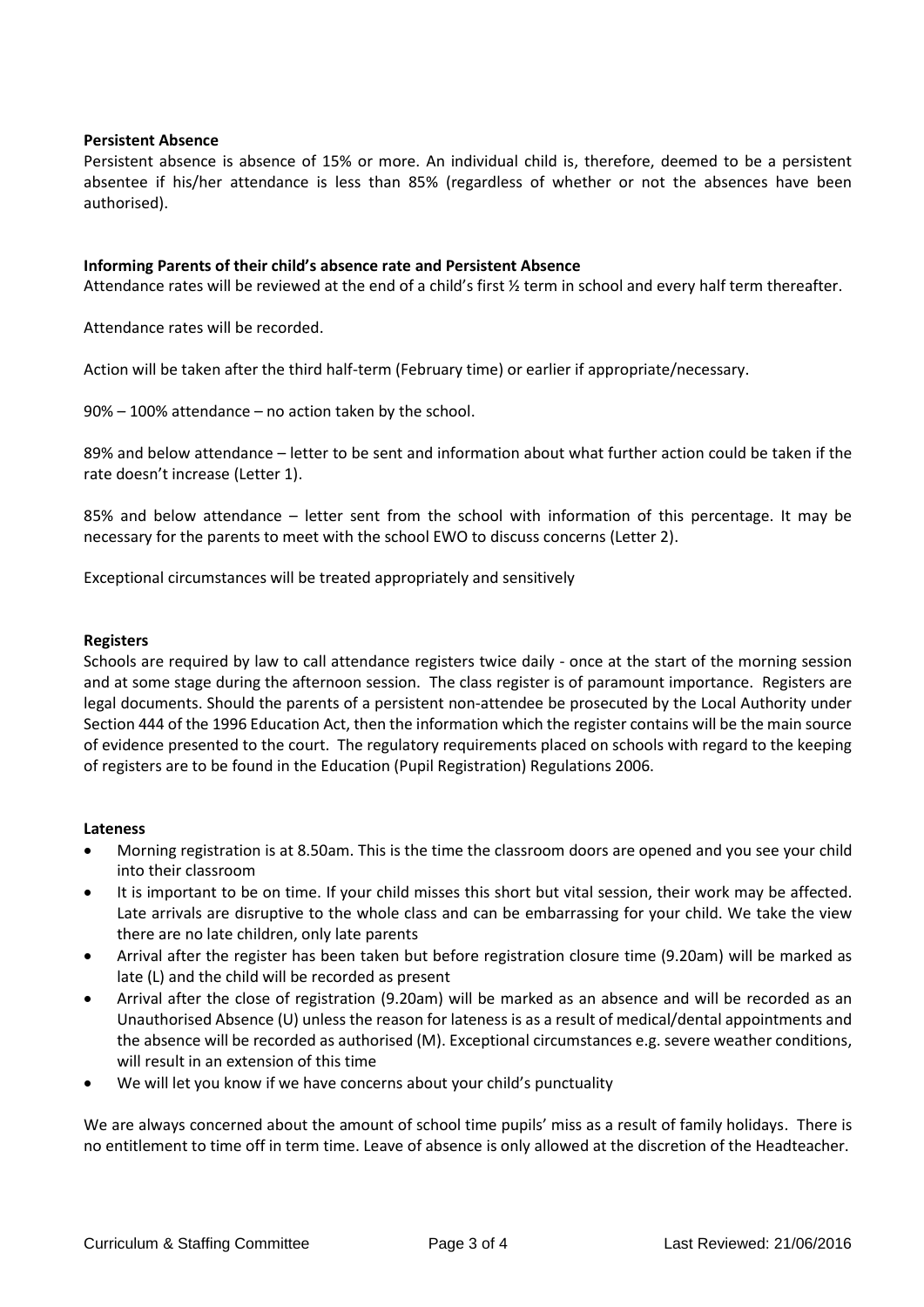**Persistent Absence**

Persistent absence is absence of 15% or more. An individual child is, therefore, deemed to be a persistent absentee if his/her attendance is less than 85% (regardless of whether or not the absences have been authorised).

**Informing Parents of their child's absence rate and Persistent Absence**

Attendance rates will be reviewed at the end of a child's first ½ term in school and every half term thereafter.

Attendance rates will be recorded.

Action will be taken after the third half-term (February time) or earlier if appropriate/necessary.

90% – 100% attendance – no action taken by the school.

89% and below attendance – letter to be sent and information about what further action could be taken if the rate doesn't increase (Letter 1).

85% and below attendance – letter sent from the school with information of this percentage. It may be necessary for the parents to meet with the school EWO to discuss concerns (Letter 2).

Exceptional circumstances will be treated appropriately and sensitively

**Registers**

Schools are required by law to call attendance registers twice daily - once at the start of the morning session and at some stage during the afternoon session. The class register is of paramount importance. Registers are legal documents. Should the parents of a persistent non-attendee be prosecuted by the Local Authority under Section 444 of the 1996 Education Act, then the information which the register contains will be the main source of evidence presented to the court. The regulatory requirements placed on schools with regard to the keeping of registers are to be found in the Education (Pupil Registration) Regulations 2006.

**Lateness**

- Morning registration is at 8.50am. This is the time the classroom doors are opened and you see your child into their classroom
- It is important to be on time. If your child misses this short but vital session, their work may be affected. Late arrivals are disruptive to the whole class and can be embarrassing for your child. We take the view there are no late children, only late parents
- Arrival after the register has been taken but before registration closure time (9.20am) will be marked as late (L) and the child will be recorded as present
- Arrival after the close of registration (9.20am) will be marked as an absence and will be recorded as an Unauthorised Absence (U) unless the reason for lateness is as a result of medical/dental appointments and the absence will be recorded as authorised (M). Exceptional circumstances e.g. severe weather conditions, will result in an extension of this time
- We will let you know if we have concerns about your child's punctuality

We are always concerned about the amount of school time pupils' miss as a result of family holidays. There is no entitlement to time off in term time. Leave of absence is only allowed at the discretion of the Headteacher.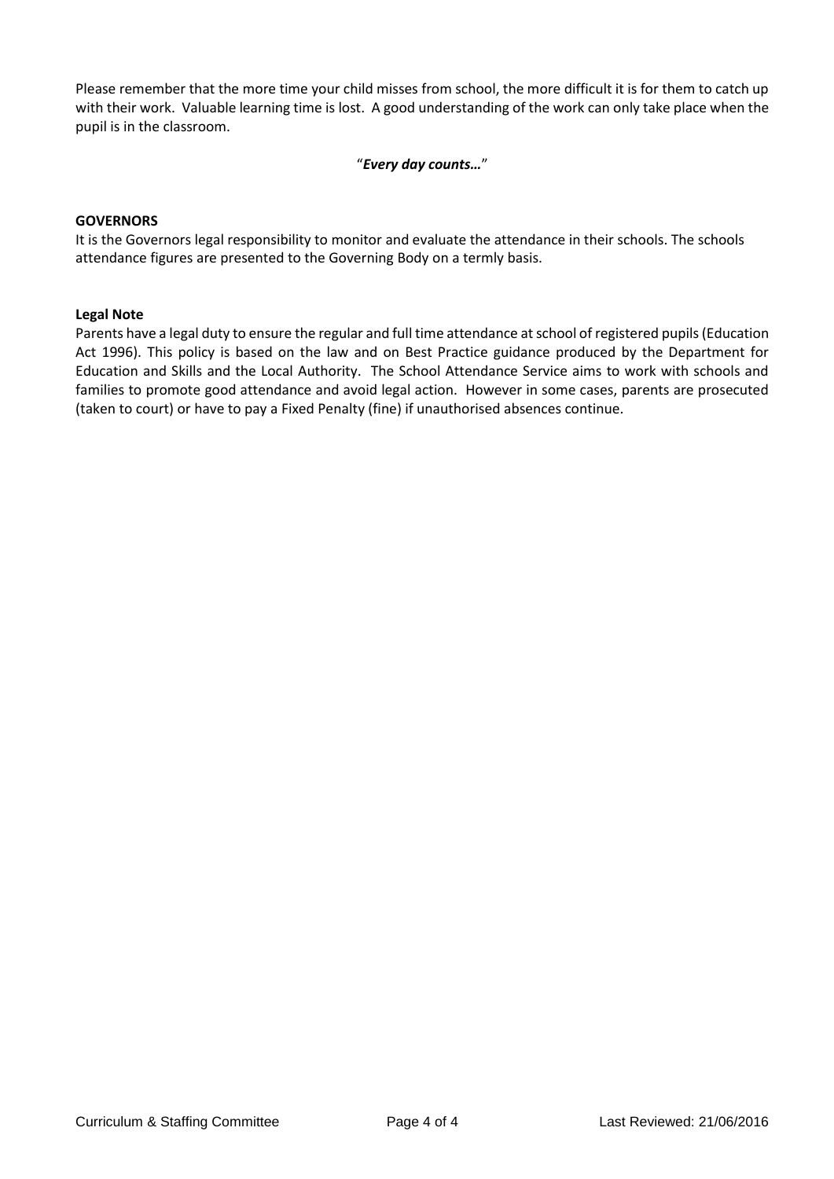Please remember that the more time your child misses from school, the more difficult it is for them to catch up with their work. Valuable learning time is lost. A good understanding of the work can only take place when the pupil is in the classroom.

"***Every day counts…***"

**GOVERNORS**

It is the Governors legal responsibility to monitor and evaluate the attendance in their schools. The schools attendance figures are presented to the Governing Body on a termly basis.

**Legal Note**

Parents have a legal duty to ensure the regular and full time attendance at school of registered pupils (Education Act 1996). This policy is based on the law and on Best Practice guidance produced by the Department for Education and Skills and the Local Authority. The School Attendance Service aims to work with schools and families to promote good attendance and avoid legal action. However in some cases, parents are prosecuted (taken to court) or have to pay a Fixed Penalty (fine) if unauthorised absences continue.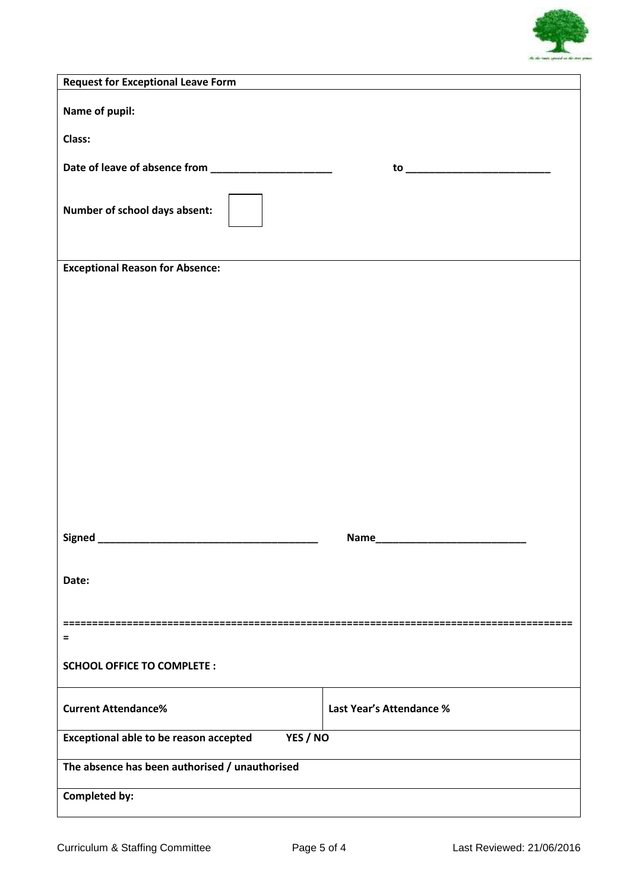**Request for Exceptional Leave Form**

**Name of pupil:**

**Class:**

**Date of leave of absence from ____________________ to ________________________**

**Number of school days absent:** [ ]

**Exceptional Reason for Absence:**

**Signed ____________________________________ Name_________________________**

**Date:**

=====================================================================================
=

**SCHOOL OFFICE TO COMPLETE :**

| | |
|---|---|
| **Current Attendance%** | **Last Year's Attendance %** |
| **Exceptional able to be reason accepted YES / NO** | |
| **The absence has been authorised / unauthorised** | |
| **Completed by:** | |